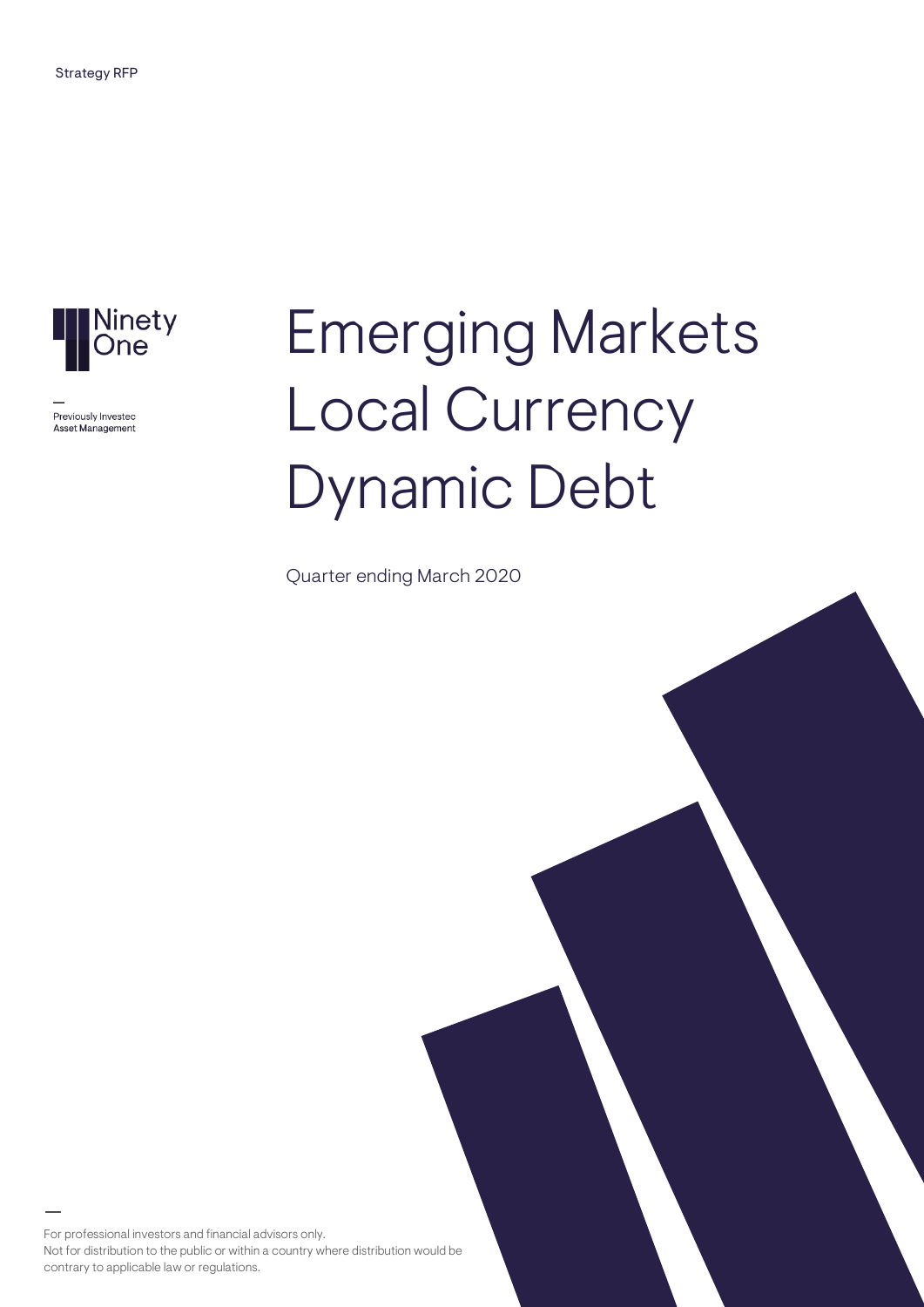Strategy RFP

Ninety One

Previously Investec Asset Management

# Emerging Markets Local Currency Dynamic Debt

Quarter ending March 2020

For professional investors and financial advisors only.
Not for distribution to the public or within a country where distribution would be contrary to applicable law or regulations.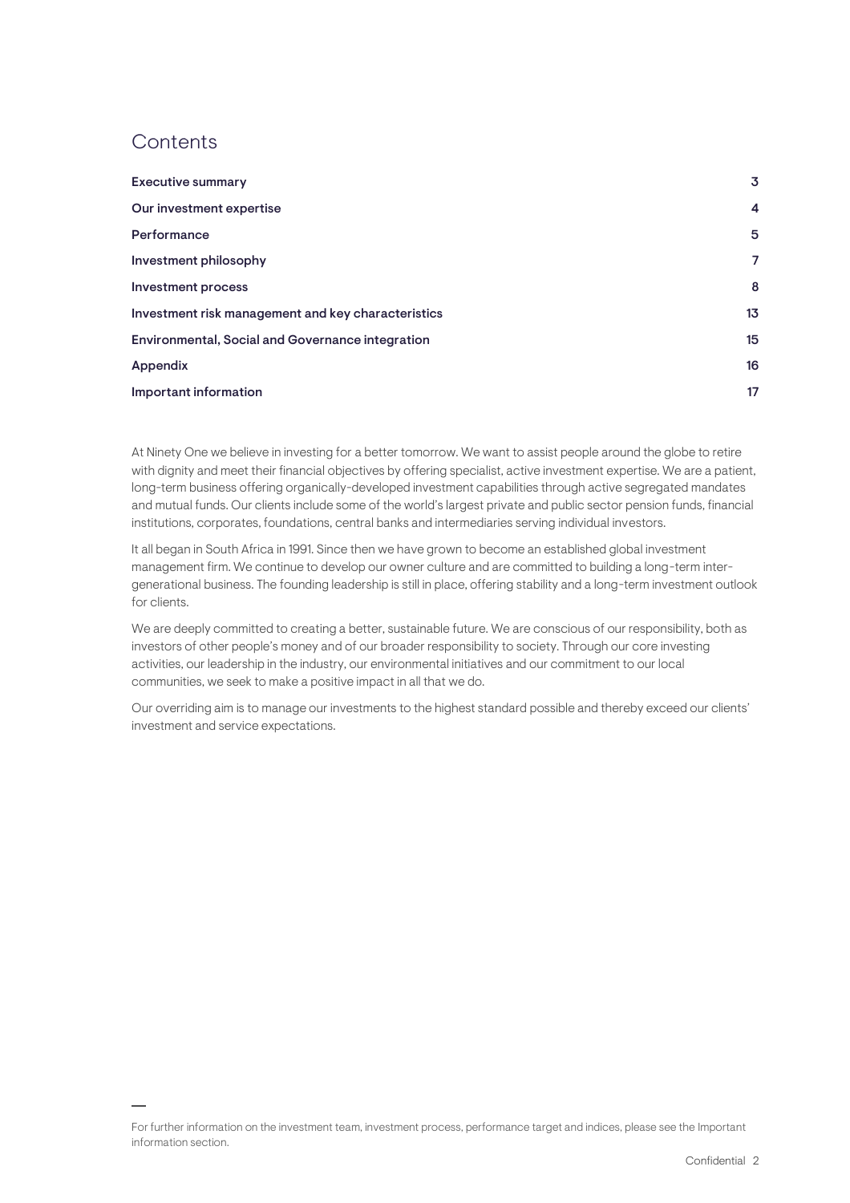# Contents

| | |
|---|---|
| **Executive summary** | **3** |
| **Our investment expertise** | **4** |
| **Performance** | **5** |
| **Investment philosophy** | **7** |
| **Investment process** | **8** |
| **Investment risk management and key characteristics** | **13** |
| **Environmental, Social and Governance integration** | **15** |
| **Appendix** | **16** |
| **Important information** | **17** |

At Ninety One we believe in investing for a better tomorrow. We want to assist people around the globe to retire with dignity and meet their financial objectives by offering specialist, active investment expertise. We are a patient, long-term business offering organically-developed investment capabilities through active segregated mandates and mutual funds. Our clients include some of the world's largest private and public sector pension funds, financial institutions, corporates, foundations, central banks and intermediaries serving individual investors.

It all began in South Africa in 1991. Since then we have grown to become an established global investment management firm. We continue to develop our owner culture and are committed to building a long-term inter-generational business. The founding leadership is still in place, offering stability and a long-term investment outlook for clients.

We are deeply committed to creating a better, sustainable future. We are conscious of our responsibility, both as investors of other people's money and of our broader responsibility to society. Through our core investing activities, our leadership in the industry, our environmental initiatives and our commitment to our local communities, we seek to make a positive impact in all that we do.

Our overriding aim is to manage our investments to the highest standard possible and thereby exceed our clients' investment and service expectations.

For further information on the investment team, investment process, performance target and indices, please see the Important information section.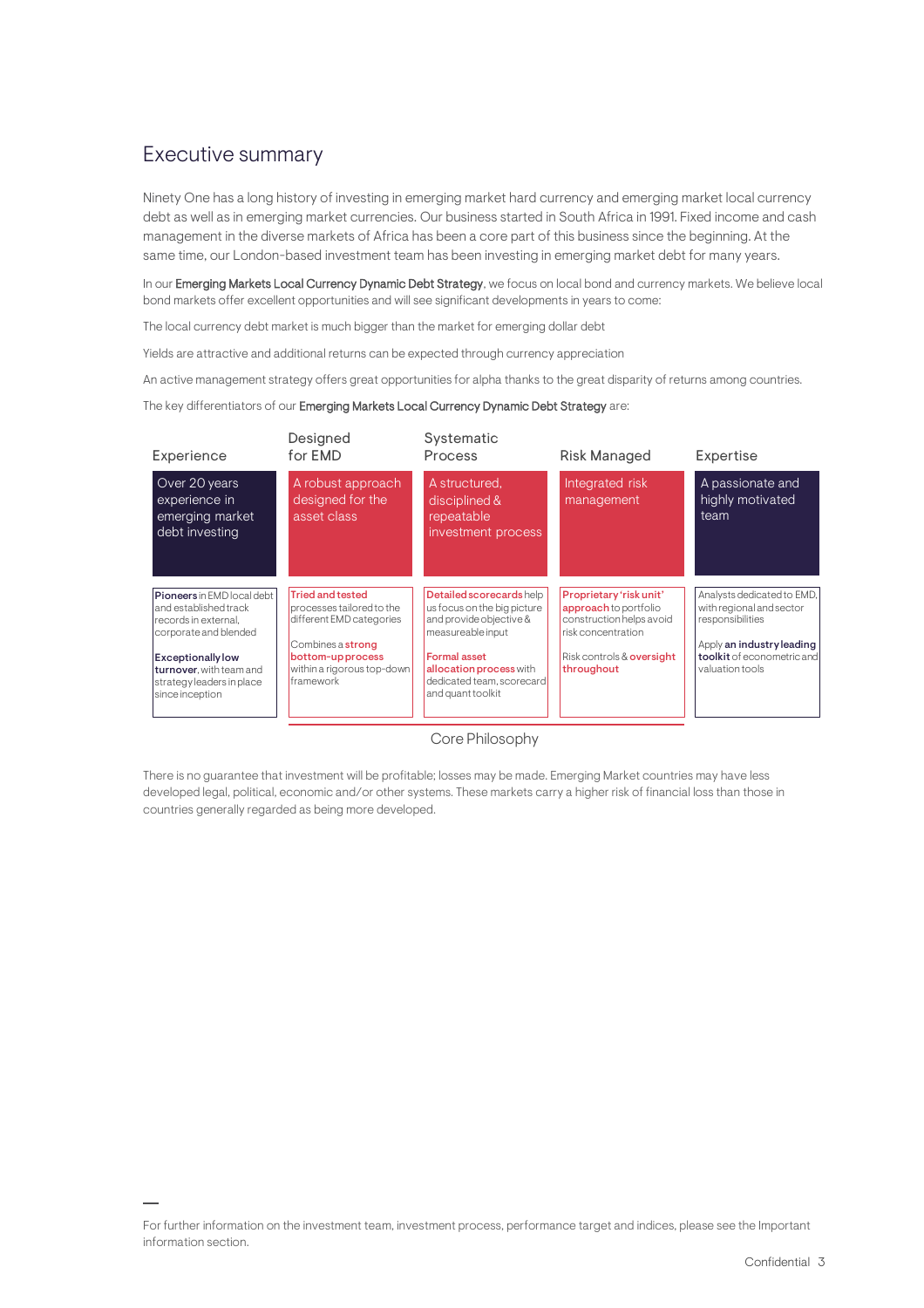## Executive summary

Ninety One has a long history of investing in emerging market hard currency and emerging market local currency debt as well as in emerging market currencies. Our business started in South Africa in 1991. Fixed income and cash management in the diverse markets of Africa has been a core part of this business since the beginning. At the same time, our London-based investment team has been investing in emerging market debt for many years.

In our **Emerging Markets Local Currency Dynamic Debt Strategy**, we focus on local bond and currency markets. We believe local bond markets offer excellent opportunities and will see significant developments in years to come:

The local currency debt market is much bigger than the market for emerging dollar debt

Yields are attractive and additional returns can be expected through currency appreciation

An active management strategy offers great opportunities for alpha thanks to the great disparity of returns among countries.

The key differentiators of our **Emerging Markets Local Currency Dynamic Debt Strategy** are:

| Experience | Designed for EMD | Systematic Process | Risk Managed | Expertise |
|---|---|---|---|---|
| Over 20 years experience in emerging market debt investing | A robust approach designed for the asset class | A structured, disciplined & repeatable investment process | Integrated risk management | A passionate and highly motivated team |
| **Pioneers** in EMD local debt and established track records in external, corporate and blended<br><br>**Exceptionally low turnover**, with team and strategy leaders in place since inception | **Tried and tested** processes tailored to the different EMD categories<br><br>Combines a **strong bottom-up process** within a rigorous top-down framework | **Detailed scorecards** help us focus on the big picture and provide objective & measureable input<br><br>**Formal asset allocation process** with dedicated team, scorecard and quant toolkit | **Proprietary 'risk unit' approach** to portfolio construction helps avoid risk concentration<br><br>Risk controls & **oversight throughout** | Analysts dedicated to EMD, with regional and sector responsibilities<br><br>Apply **an industry leading toolkit** of econometric and valuation tools |

Core Philosophy

There is no guarantee that investment will be profitable; losses may be made. Emerging Market countries may have less developed legal, political, economic and/or other systems. These markets carry a higher risk of financial loss than those in countries generally regarded as being more developed.

For further information on the investment team, investment process, performance target and indices, please see the Important information section.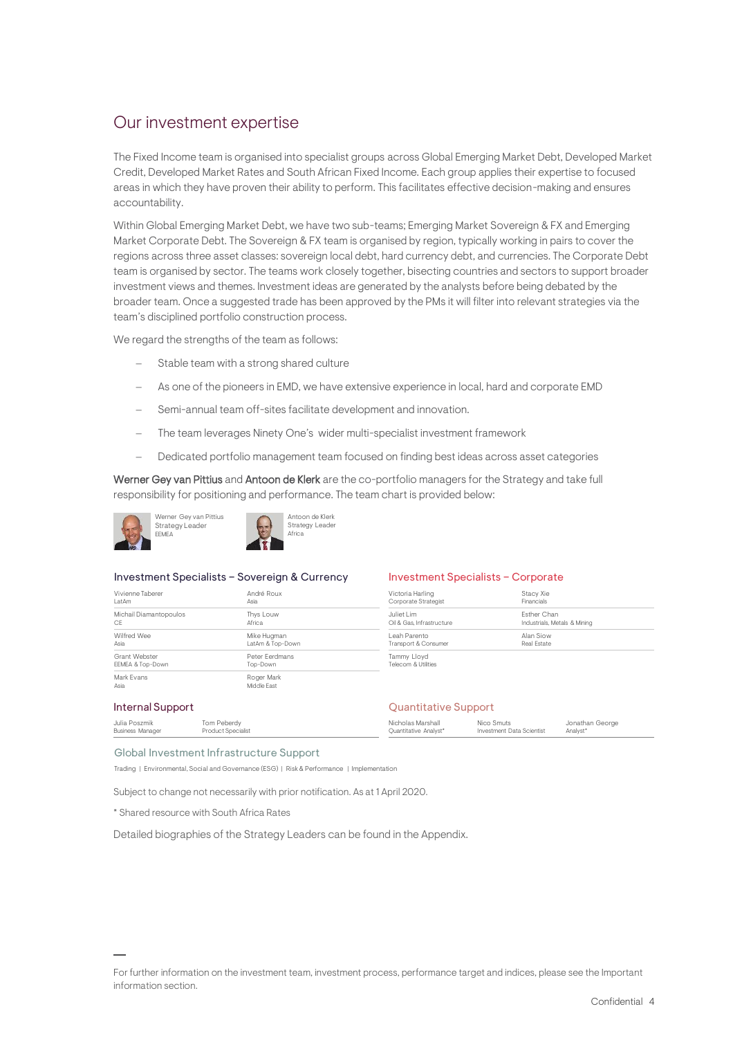## Our investment expertise

The Fixed Income team is organised into specialist groups across Global Emerging Market Debt, Developed Market Credit, Developed Market Rates and South African Fixed Income. Each group applies their expertise to focused areas in which they have proven their ability to perform. This facilitates effective decision-making and ensures accountability.

Within Global Emerging Market Debt, we have two sub-teams; Emerging Market Sovereign & FX and Emerging Market Corporate Debt. The Sovereign & FX team is organised by region, typically working in pairs to cover the regions across three asset classes: sovereign local debt, hard currency debt, and currencies. The Corporate Debt team is organised by sector. The teams work closely together, bisecting countries and sectors to support broader investment views and themes. Investment ideas are generated by the analysts before being debated by the broader team. Once a suggested trade has been approved by the PMs it will filter into relevant strategies via the team's disciplined portfolio construction process.

We regard the strengths of the team as follows:

- Stable team with a strong shared culture
- As one of the pioneers in EMD, we have extensive experience in local, hard and corporate EMD
- Semi-annual team off-sites facilitate development and innovation.
- The team leverages Ninety One's wider multi-specialist investment framework
- Dedicated portfolio management team focused on finding best ideas across asset categories

**Werner Gey van Pittius** and **Antoon de Klerk** are the co-portfolio managers for the Strategy and take full responsibility for positioning and performance. The team chart is provided below:

Werner Gey van Pittius
Strategy Leader
EEMEA

Antoon de Klerk
Strategy Leader
Africa

### Investment Specialists – Sovereign & Currency

| | |
|---|---|
| Vivienne Taberer<br>LatAm | André Roux<br>Asia |
| Michail Diamantopoulos<br>CE | Thys Louw<br>Africa |
| Wilfred Wee<br>Asia | Mike Hugman<br>LatAm & Top-Down |
| Grant Webster<br>EEMEA & Top-Down | Peter Eerdmans<br>Top-Down |
| Mark Evans<br>Asia | Roger Mark<br>Middle East |

### Investment Specialists – Corporate

| | |
|---|---|
| Victoria Harling<br>Corporate Strategist | Stacy Xie<br>Financials |
| Juliet Lim<br>Oil & Gas, Infrastructure | Esther Chan<br>Industrials, Metals & Mining |
| Leah Parento<br>Transport & Consumer | Alan Siow<br>Real Estate |
| Tammy Lloyd<br>Telecom & Utilities | |

### Internal Support

| | |
|---|---|
| Julia Poszmik<br>Business Manager | Tom Peberdy<br>Product Specialist |

### Quantitative Support

| | | |
|---|---|---|
| Nicholas Marshall<br>Quantitative Analyst* | Nico Smuts<br>Investment Data Scientist | Jonathan George<br>Analyst* |

### Global Investment Infrastructure Support

Trading | Environmental, Social and Governance (ESG) | Risk & Performance | Implementation

Subject to change not necessarily with prior notification. As at 1 April 2020.

* Shared resource with South Africa Rates

Detailed biographies of the Strategy Leaders can be found in the Appendix.

For further information on the investment team, investment process, performance target and indices, please see the Important information section.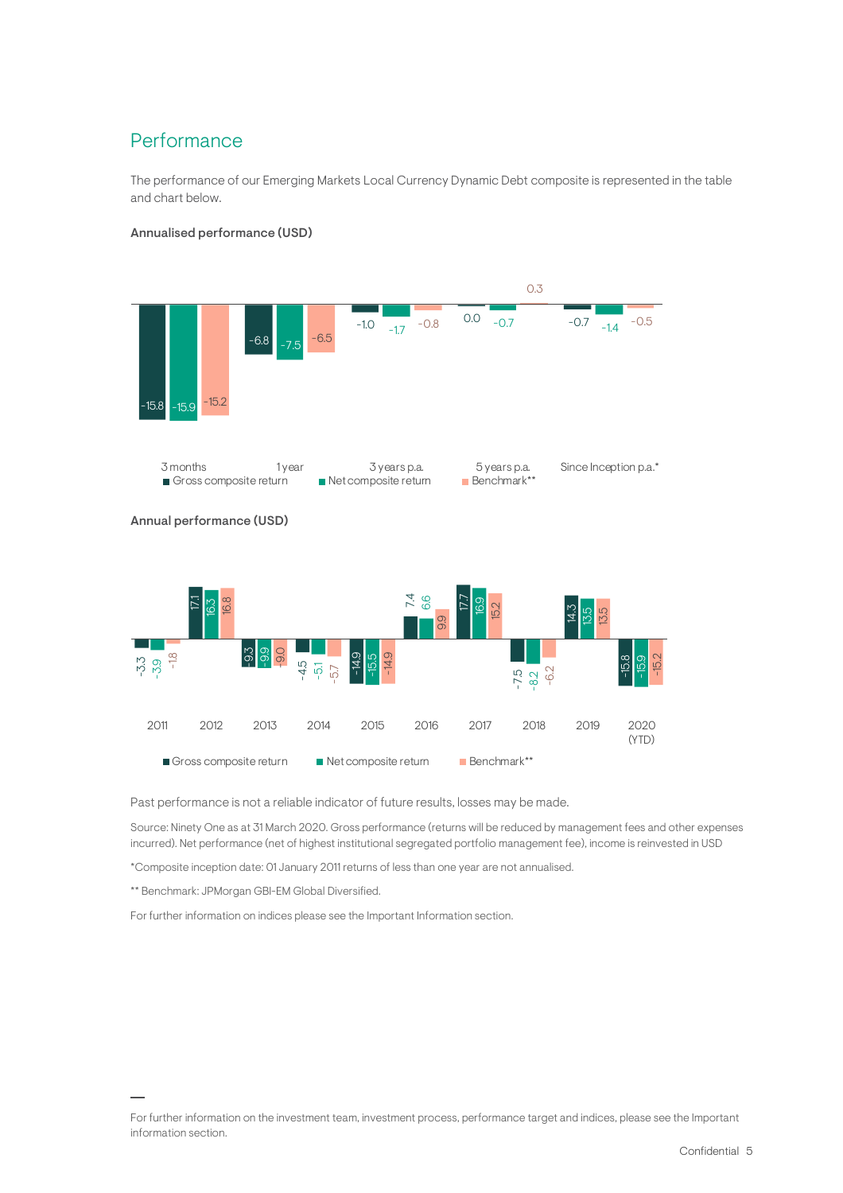## Performance

The performance of our Emerging Markets Local Currency Dynamic Debt composite is represented in the table and chart below.

### Annualised performance (USD)

| | 3 months | 1 year | 3 years p.a. | 5 years p.a. | Since Inception p.a.* |
|---|---|---|---|---|---|
| Gross composite return | -15.8 | -6.8 | -1.0 | 0.0 | -0.7 |
| Net composite return | -15.9 | -7.5 | -1.7 | -0.7 | -1.4 |
| Benchmark** | -15.2 | -6.5 | -0.8 | 0.3 | -0.5 |

### Annual performance (USD)

| | 2011 | 2012 | 2013 | 2014 | 2015 | 2016 | 2017 | 2018 | 2019 | 2020 (YTD) |
|---|---|---|---|---|---|---|---|---|---|---|
| Gross composite return | -3.3 | 17.1 | -9.3 | -4.5 | -14.9 | 7.4 | 17.7 | -7.5 | 14.3 | -15.8 |
| Net composite return | -3.9 | 16.3 | -9.9 | -5.1 | -15.5 | 6.6 | 16.9 | -8.2 | 13.5 | -15.9 |
| Benchmark** | -1.8 | 16.8 | -9.0 | -5.7 | -14.9 | 9.9 | 15.2 | -6.2 | 13.5 | -15.2 |

Past performance is not a reliable indicator of future results, losses may be made.

Source: Ninety One as at 31 March 2020. Gross performance (returns will be reduced by management fees and other expenses incurred). Net performance (net of highest institutional segregated portfolio management fee), income is reinvested in USD

*Composite inception date: 01 January 2011 returns of less than one year are not annualised.

** Benchmark: JPMorgan GBI-EM Global Diversified.

For further information on indices please see the Important Information section.

For further information on the investment team, investment process, performance target and indices, please see the Important information section.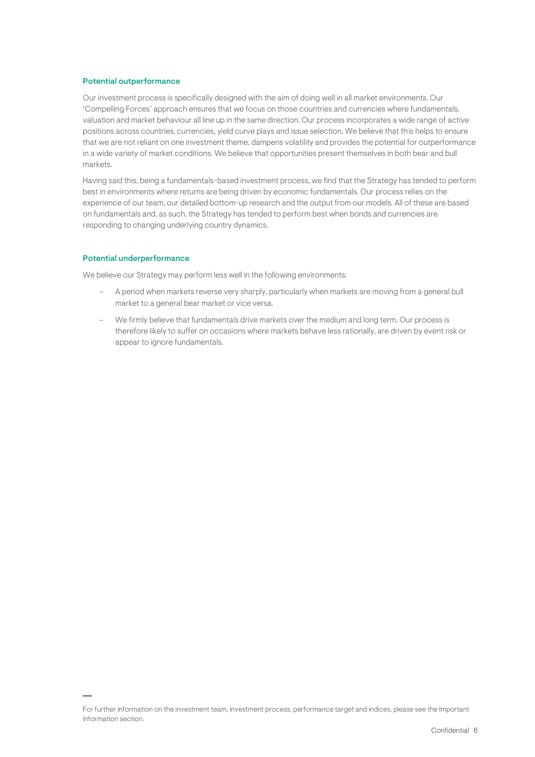## Potential outperformance

Our investment process is specifically designed with the aim of doing well in all market environments. Our 'Compelling Forces' approach ensures that we focus on those countries and currencies where fundamentals, valuation and market behaviour all line up in the same direction. Our process incorporates a wide range of active positions across countries, currencies, yield curve plays and issue selection. We believe that this helps to ensure that we are not reliant on one investment theme, dampens volatility and provides the potential for outperformance in a wide variety of market conditions. We believe that opportunities present themselves in both bear and bull markets.

Having said this, being a fundamentals-based investment process, we find that the Strategy has tended to perform best in environments where returns are being driven by economic fundamentals. Our process relies on the experience of our team, our detailed bottom-up research and the output from our models. All of these are based on fundamentals and, as such, the Strategy has tended to perform best when bonds and currencies are responding to changing underlying country dynamics.

## Potential underperformance

We believe our Strategy may perform less well in the following environments:

- A period when markets reverse very sharply, particularly when markets are moving from a general bull market to a general bear market or vice versa.
- We firmly believe that fundamentals drive markets over the medium and long term. Our process is therefore likely to suffer on occasions where markets behave less rationally, are driven by event risk or appear to ignore fundamentals.

For further information on the investment team, investment process, performance target and indices, please see the Important information section.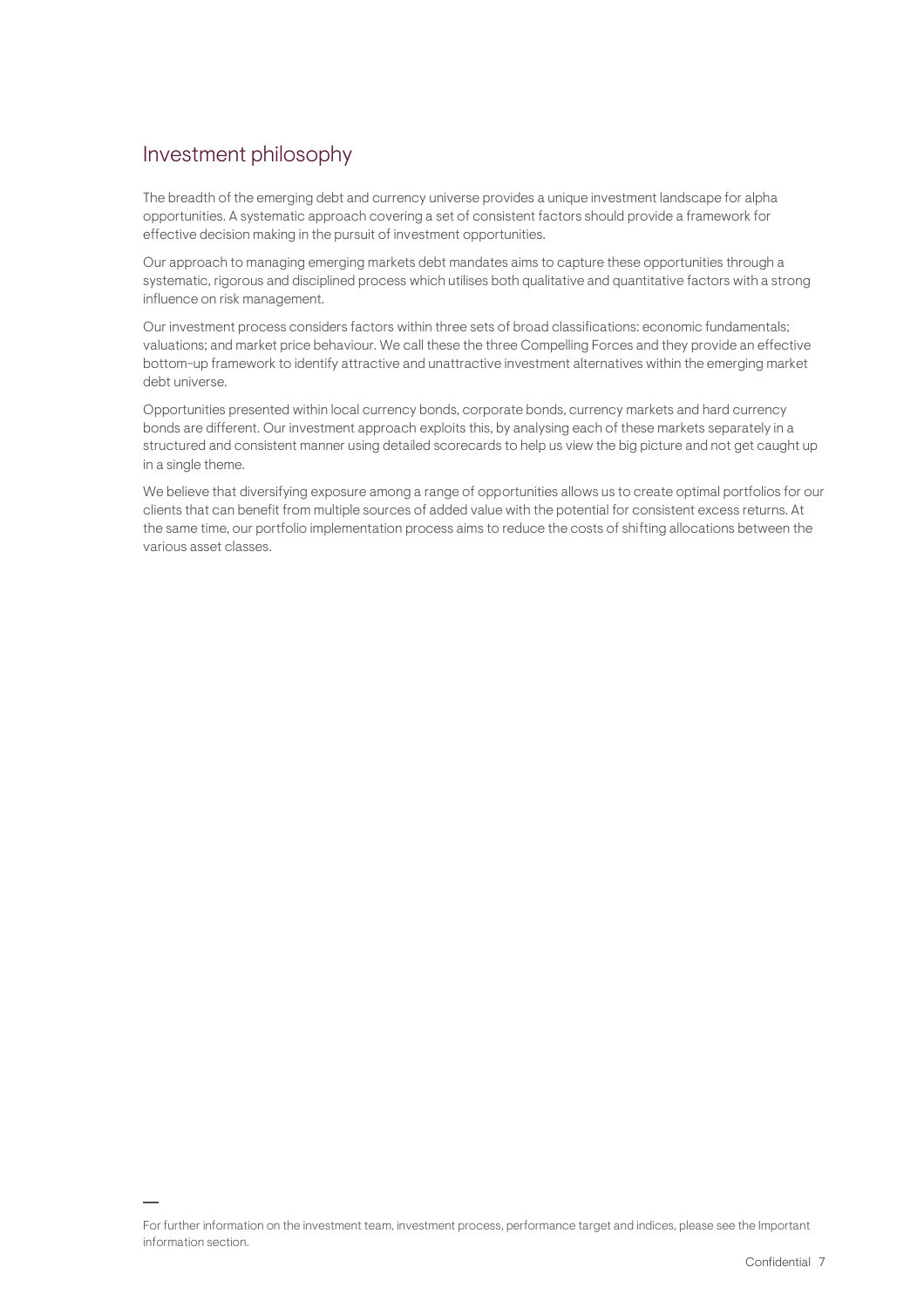## Investment philosophy

The breadth of the emerging debt and currency universe provides a unique investment landscape for alpha opportunities. A systematic approach covering a set of consistent factors should provide a framework for effective decision making in the pursuit of investment opportunities.

Our approach to managing emerging markets debt mandates aims to capture these opportunities through a systematic, rigorous and disciplined process which utilises both qualitative and quantitative factors with a strong influence on risk management.

Our investment process considers factors within three sets of broad classifications: economic fundamentals; valuations; and market price behaviour. We call these the three Compelling Forces and they provide an effective bottom-up framework to identify attractive and unattractive investment alternatives within the emerging market debt universe.

Opportunities presented within local currency bonds, corporate bonds, currency markets and hard currency bonds are different. Our investment approach exploits this, by analysing each of these markets separately in a structured and consistent manner using detailed scorecards to help us view the big picture and not get caught up in a single theme.

We believe that diversifying exposure among a range of opportunities allows us to create optimal portfolios for our clients that can benefit from multiple sources of added value with the potential for consistent excess returns. At the same time, our portfolio implementation process aims to reduce the costs of shifting allocations between the various asset classes.

For further information on the investment team, investment process, performance target and indices, please see the Important information section.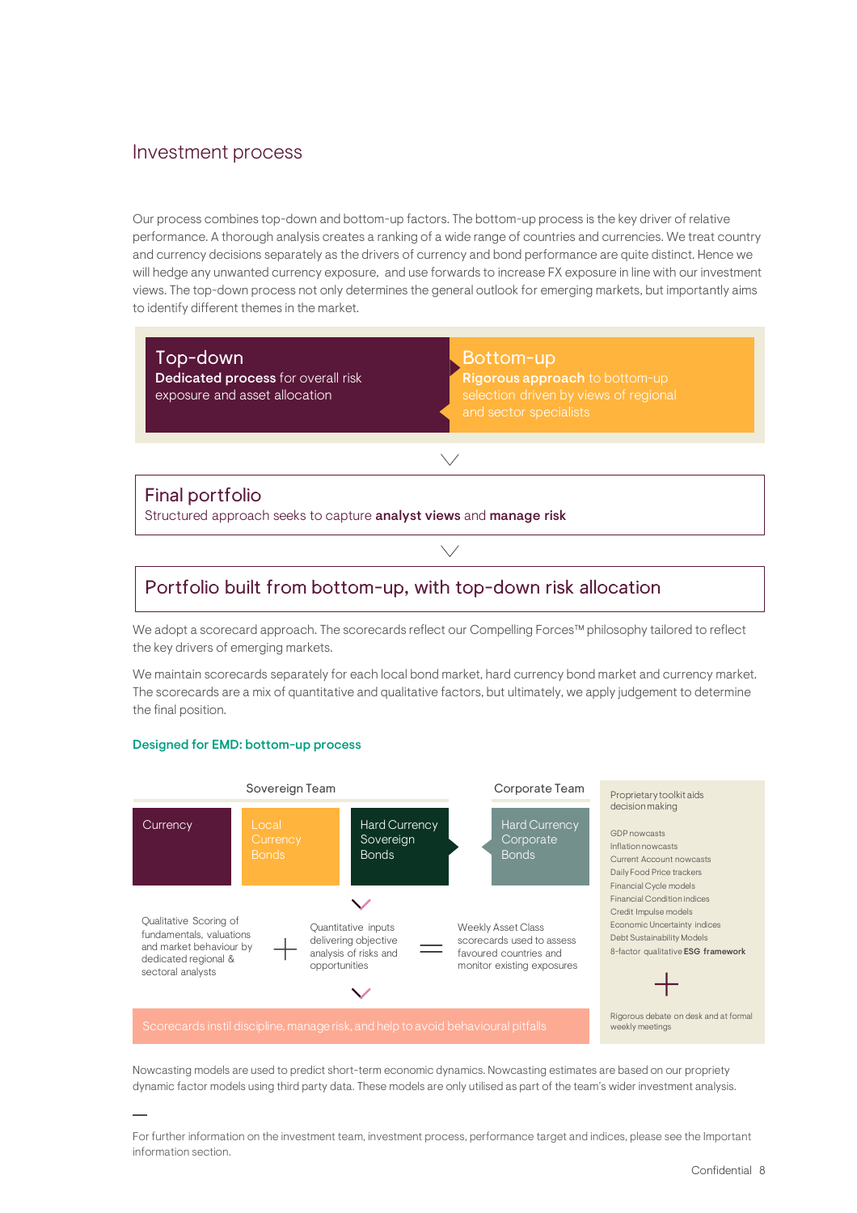## Investment process

Our process combines top-down and bottom-up factors. The bottom-up process is the key driver of relative performance. A thorough analysis creates a ranking of a wide range of countries and currencies. We treat country and currency decisions separately as the drivers of currency and bond performance are quite distinct. Hence we will hedge any unwanted currency exposure, and use forwards to increase FX exposure in line with our investment views. The top-down process not only determines the general outlook for emerging markets, but importantly aims to identify different themes in the market.

**Top-down**
**Dedicated process** for overall risk exposure and asset allocation

**Bottom-up**
**Rigorous approach** to bottom-up selection driven by views of regional and sector specialists

**Final portfolio**
Structured approach seeks to capture **analyst views** and **manage risk**

### Portfolio built from bottom-up, with top-down risk allocation

We adopt a scorecard approach. The scorecards reflect our Compelling Forces™ philosophy tailored to reflect the key drivers of emerging markets.

We maintain scorecards separately for each local bond market, hard currency bond market and currency market. The scorecards are a mix of quantitative and qualitative factors, but ultimately, we apply judgement to determine the final position.

**Designed for EMD: bottom-up process**

Sovereign Team: Currency | Local Currency Bonds | Hard Currency Sovereign Bonds

Corporate Team: Hard Currency Corporate Bonds

Qualitative Scoring of fundamentals, valuations and market behaviour by dedicated regional & sectoral analysts + Quantitative inputs delivering objective analysis of risks and opportunities = Weekly Asset Class scorecards used to assess favoured countries and monitor existing exposures

Scorecards instil discipline, manage risk, and help to avoid behavioural pitfalls

Proprietary toolkit aids decision making

- GDP nowcasts
- Inflation nowcasts
- Current Account nowcasts
- Daily Food Price trackers
- Financial Cycle models
- Financial Condition indices
- Credit Impulse models
- Economic Uncertainty indices
- Debt Sustainability Models
- 8-factor qualitative **ESG framework**

+

Rigorous debate on desk and at formal weekly meetings

Nowcasting models are used to predict short-term economic dynamics. Nowcasting estimates are based on our propriety dynamic factor models using third party data. These models are only utilised as part of the team's wider investment analysis.

—

For further information on the investment team, investment process, performance target and indices, please see the Important information section.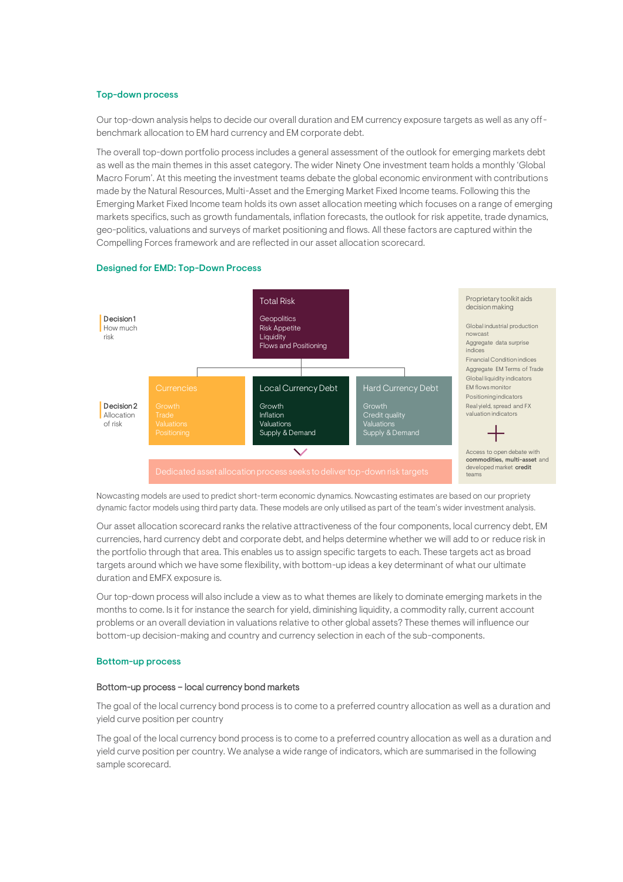## Top-down process

Our top-down analysis helps to decide our overall duration and EM currency exposure targets as well as any off-benchmark allocation to EM hard currency and EM corporate debt.

The overall top-down portfolio process includes a general assessment of the outlook for emerging markets debt as well as the main themes in this asset category. The wider Ninety One investment team holds a monthly 'Global Macro Forum'. At this meeting the investment teams debate the global economic environment with contributions made by the Natural Resources, Multi-Asset and the Emerging Market Fixed Income teams. Following this the Emerging Market Fixed Income team holds its own asset allocation meeting which focuses on a range of emerging markets specifics, such as growth fundamentals, inflation forecasts, the outlook for risk appetite, trade dynamics, geo-politics, valuations and surveys of market positioning and flows. All these factors are captured within the Compelling Forces framework and are reflected in our asset allocation scorecard.

### Designed for EMD: Top-Down Process

**Decision 1**
How much risk

**Total Risk**
- Geopolitics
- Risk Appetite
- Liquidity
- Flows and Positioning

**Decision 2**
Allocation of risk

**Currencies**
- Growth
- Trade
- Valuations
- Positioning

**Local Currency Debt**
- Growth
- Inflation
- Valuations
- Supply & Demand

**Hard Currency Debt**
- Growth
- Credit quality
- Valuations
- Supply & Demand

Dedicated asset allocation process seeks to deliver top-down risk targets

Proprietary toolkit aids decision making

- Global industrial production nowcast
- Aggregate data surprise indices
- Financial Condition indices
- Aggregate EM Terms of Trade
- Global liquidity indicators
- EM flows monitor
- Positioning indicators
- Real yield, spread and FX valuation indicators

+

Access to open debate with **commodities, multi-asset** and developed market **credit** teams

Nowcasting models are used to predict short-term economic dynamics. Nowcasting estimates are based on our propriety dynamic factor models using third party data. These models are only utilised as part of the team's wider investment analysis.

Our asset allocation scorecard ranks the relative attractiveness of the four components, local currency debt, EM currencies, hard currency debt and corporate debt, and helps determine whether we will add to or reduce risk in the portfolio through that area. This enables us to assign specific targets to each. These targets act as broad targets around which we have some flexibility, with bottom-up ideas a key determinant of what our ultimate duration and EMFX exposure is.

Our top-down process will also include a view as to what themes are likely to dominate emerging markets in the months to come. Is it for instance the search for yield, diminishing liquidity, a commodity rally, current account problems or an overall deviation in valuations relative to other global assets? These themes will influence our bottom-up decision-making and country and currency selection in each of the sub-components.

## Bottom-up process

### Bottom-up process – local currency bond markets

The goal of the local currency bond process is to come to a preferred country allocation as well as a duration and yield curve position per country

The goal of the local currency bond process is to come to a preferred country allocation as well as a duration and yield curve position per country. We analyse a wide range of indicators, which are summarised in the following sample scorecard.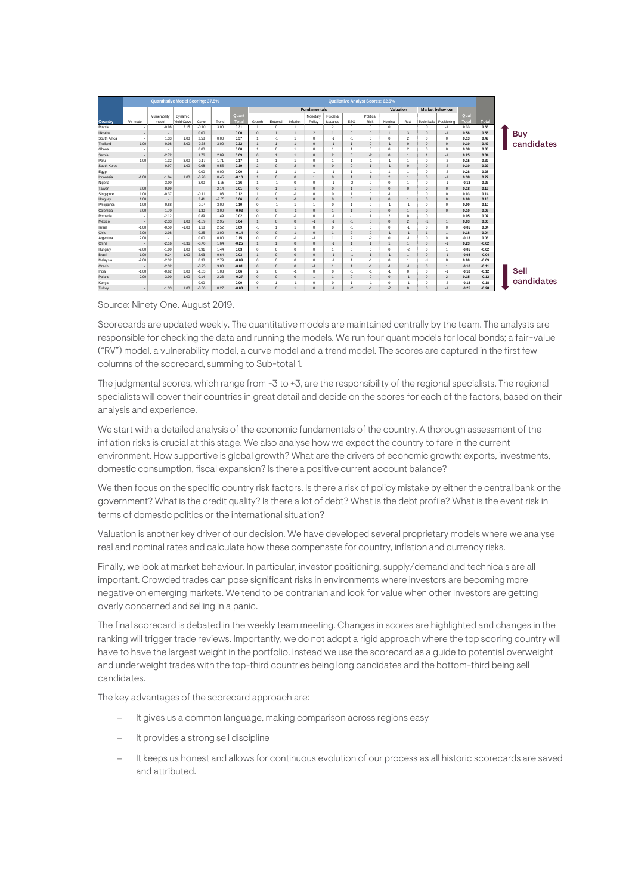| Country | Quantitative Model Scoring: 37.5% | | | | | | Qualitative Analyst Scores: 62.5% | | | | | | | | | | | | Total |
|---|---|---|---|---|---|---|---|---|---|---|---|---|---|---|---|---|---|---|---|
| | | | | | | | Fundamentals | | | | | | | Valuation | | Market behaviour | | | |
| | RV model | Vulnerability model | Dynamic Yield Curve | Curve | Trend | Quant Total | Growth | External | Inflation | Monetary Policy | Fiscal & Issuance | ESG | Political Risk | Nominal | Real | Technicals | Positioning | Qual Total | |
| Russia | - | -0.98 | 2.15 | -0.10 | 3.00 | 0.31 | 1 | 0 | 1 | 1 | 2 | 0 | 0 | 0 | 1 | 0 | -1 | 0.33 | 0.63 |
| Ukraine | - | - | | 0.00 | | 0.00 | 0 | 1 | 1 | 2 | 1 | 0 | 0 | 1 | 3 | 0 | -1 | 0.58 | 0.58 |
| South Africa | - | 1.33 | 1.00 | 2.58 | 0.00 | 0.37 | 1 | -1 | 1 | 0 | -1 | -1 | 0 | 0 | 2 | 0 | 0 | 0.13 | 0.49 |
| Thailand | -1.00 | 0.08 | 3.00 | -0.78 | 3.00 | 0.32 | 1 | 1 | 1 | 0 | -1 | 1 | 0 | -1 | 0 | 0 | 0 | 0.10 | 0.42 |
| Ghana | - | - | | 0.00 | | 0.00 | 1 | 0 | 1 | 0 | 1 | 1 | 0 | 0 | 2 | 0 | 0 | 0.38 | 0.38 |
| Serbia | - | -2.72 | | 1.76 | 2.09 | 0.09 | 0 | 1 | 1 | 0 | 2 | 0 | -2 | 0 | 1 | 1 | -1 | 0.25 | 0.34 |
| Peru | -1.00 | -1.32 | 3.00 | -0.17 | 1.71 | 0.17 | 1 | 1 | 1 | 0 | 1 | 1 | -1 | -1 | 1 | 0 | -2 | 0.15 | 0.32 |
| South Korea | - | 0.97 | 1.00 | 0.08 | 0.55 | 0.19 | 2 | 0 | 2 | 0 | 0 | 0 | 1 | -1 | 0 | 0 | -2 | 0.10 | 0.29 |
| Egypt | - | - | | 0.00 | 0.00 | 0.00 | 1 | 1 | 1 | 1 | -1 | 1 | -1 | 1 | 1 | 0 | -2 | 0.28 | 0.28 |
| Indonesia | -1.00 | -1.04 | 1.00 | -0.78 | 0.45 | -0.10 | 1 | 0 | 0 | 1 | 0 | 1 | 1 | 2 | 1 | 0 | -1 | 0.38 | 0.27 |
| Nigeria | - | 3.00 | | 3.00 | -1.25 | 0.36 | 1 | -1 | 0 | 0 | -1 | -2 | 0 | 0 | 1 | 0 | -1 | -0.13 | 0.23 |
| Taiwan | -3.00 | 0.99 | | | 2.14 | 0.01 | 0 | 1 | 1 | 0 | 0 | 1 | 0 | 0 | 0 | 0 | 0 | 0.18 | 0.19 |
| Singapore | 1.00 | -0.37 | | -0.11 | 1.03 | 0.12 | 1 | 0 | -1 | 0 | 0 | 1 | 0 | -1 | 1 | 0 | 0 | 0.03 | 0.14 |
| Uruguay | 1.00 | - | | 2.41 | -2.65 | 0.06 | 0 | 1 | -1 | 0 | 0 | 0 | 1 | 0 | 1 | 0 | 0 | 0.08 | 0.13 |
| Philippines | -1.00 | -0.68 | | -0.04 | 3.00 | 0.10 | 0 | -1 | 1 | 1 | 0 | 1 | 0 | -1 | -1 | 0 | 0 | 0.00 | 0.10 |
| Colombia | -3.00 | -1.70 | - | 1.30 | 3.00 | -0.03 | 0 | 0 | -1 | 0 | 1 | 1 | 0 | 0 | 1 | 0 | 0 | 0.10 | 0.07 |
| Romania | - | -2.12 | | 0.89 | 1.49 | 0.02 | 0 | 0 | -1 | 0 | -1 | -1 | 1 | 2 | 0 | 0 | 1 | 0.05 | 0.07 |
| Mexico | - | -2.33 | 1.00 | -1.09 | 2.95 | 0.04 | 1 | 0 | 0 | -1 | -1 | -1 | 0 | 0 | 2 | -1 | 1 | 0.03 | 0.06 |
| Israel | -1.00 | -0.50 | -1.00 | 1.18 | 2.52 | 0.09 | -1 | 1 | 1 | 0 | 0 | -1 | 0 | 0 | -1 | 0 | 0 | -0.05 | 0.04 |
| Chile | -3.00 | -2.08 | - | 0.25 | 3.00 | -0.14 | 0 | 0 | 1 | 0 | 1 | 2 | 0 | -1 | -1 | 1 | 1 | 0.18 | 0.04 |
| Argentina | 2.00 | - | | 0.00 | 0.00 | 0.15 | 0 | 0 | -1 | -1 | 1 | 2 | -2 | 0 | -1 | 0 | 0 | -0.13 | 0.03 |
| China | - | -2.16 | -2.36 | -0.40 | 1.64 | -0.25 | 1 | 1 | 0 | 0 | -1 | 1 | 1 | 1 | 1 | 0 | -1 | 0.23 | -0.02 |
| Hungary | -2.00 | -1.00 | 1.00 | 0.91 | 1.44 | 0.03 | 0 | 0 | 0 | 0 | 1 | 0 | 0 | 0 | -2 | 0 | 1 | -0.05 | -0.02 |
| Brazil | -1.00 | -0.24 | -1.00 | 2.03 | 0.64 | 0.03 | 1 | 0 | 0 | 0 | -1 | -1 | 1 | -1 | 1 | 0 | -1 | -0.08 | -0.04 |
| Malaysia | -2.00 | -2.32 | | 0.38 | 2.79 | -0.09 | 0 | 0 | 0 | 0 | -1 | 1 | -1 | 0 | 1 | -1 | 0 | 0.00 | -0.09 |
| Czech | - | -2.32 | | -0.75 | 3.00 | -0.01 | 0 | 0 | 0 | -1 | 1 | 1 | -1 | -1 | -1 | 0 | 1 | -0.10 | -0.11 |
| India | -1.00 | -0.62 | 3.00 | -1.63 | 1.03 | 0.06 | 2 | 0 | -1 | 0 | 0 | -1 | -1 | -1 | 0 | 0 | -1 | -0.18 | -0.12 |
| Poland | -2.00 | -3.00 | -1.00 | 0.14 | 2.26 | -0.27 | 0 | 0 | 0 | 1 | 1 | 0 | 0 | 0 | -1 | 0 | 2 | 0.15 | -0.12 |
| Kenya | - | - | | 0.00 | | 0.00 | 0 | 1 | -1 | 0 | 0 | 1 | -1 | 0 | -1 | 0 | -2 | -0.18 | -0.18 |
| Turkey | - | -1.33 | 1.00 | -0.30 | 0.27 | -0.03 | 1 | 0 | 1 | 0 | -1 | -2 | -1 | -2 | 0 | 0 | -1 | -0.25 | -0.28 |

↑ Buy candidates (top) — Sell candidates ↓ (bottom)

Source: Ninety One. August 2019.

Scorecards are updated weekly. The quantitative models are maintained centrally by the team. The analysts are responsible for checking the data and running the models. We run four quant models for local bonds; a fair-value ("RV") model, a vulnerability model, a curve model and a trend model. The scores are captured in the first few columns of the scorecard, summing to Sub-total 1.

The judgmental scores, which range from -3 to +3, are the responsibility of the regional specialists. The regional specialists will cover their countries in great detail and decide on the scores for each of the factors, based on their analysis and experience.

We start with a detailed analysis of the economic fundamentals of the country. A thorough assessment of the inflation risks is crucial at this stage. We also analyse how we expect the country to fare in the current environment. How supportive is global growth? What are the drivers of economic growth: exports, investments, domestic consumption, fiscal expansion? Is there a positive current account balance?

We then focus on the specific country risk factors. Is there a risk of policy mistake by either the central bank or the government? What is the credit quality? Is there a lot of debt? What is the debt profile? What is the event risk in terms of domestic politics or the international situation?

Valuation is another key driver of our decision. We have developed several proprietary models where we analyse real and nominal rates and calculate how these compensate for country, inflation and currency risks.

Finally, we look at market behaviour. In particular, investor positioning, supply/demand and technicals are all important. Crowded trades can pose significant risks in environments where investors are becoming more negative on emerging markets. We tend to be contrarian and look for value when other investors are getting overly concerned and selling in a panic.

The final scorecard is debated in the weekly team meeting. Changes in scores are highlighted and changes in the ranking will trigger trade reviews. Importantly, we do not adopt a rigid approach where the top scoring country will have to have the largest weight in the portfolio. Instead we use the scorecard as a guide to potential overweight and underweight trades with the top-third countries being long candidates and the bottom-third being sell candidates.

The key advantages of the scorecard approach are:

- It gives us a common language, making comparison across regions easy
- It provides a strong sell discipline
- It keeps us honest and allows for continuous evolution of our process as all historic scorecards are saved and attributed.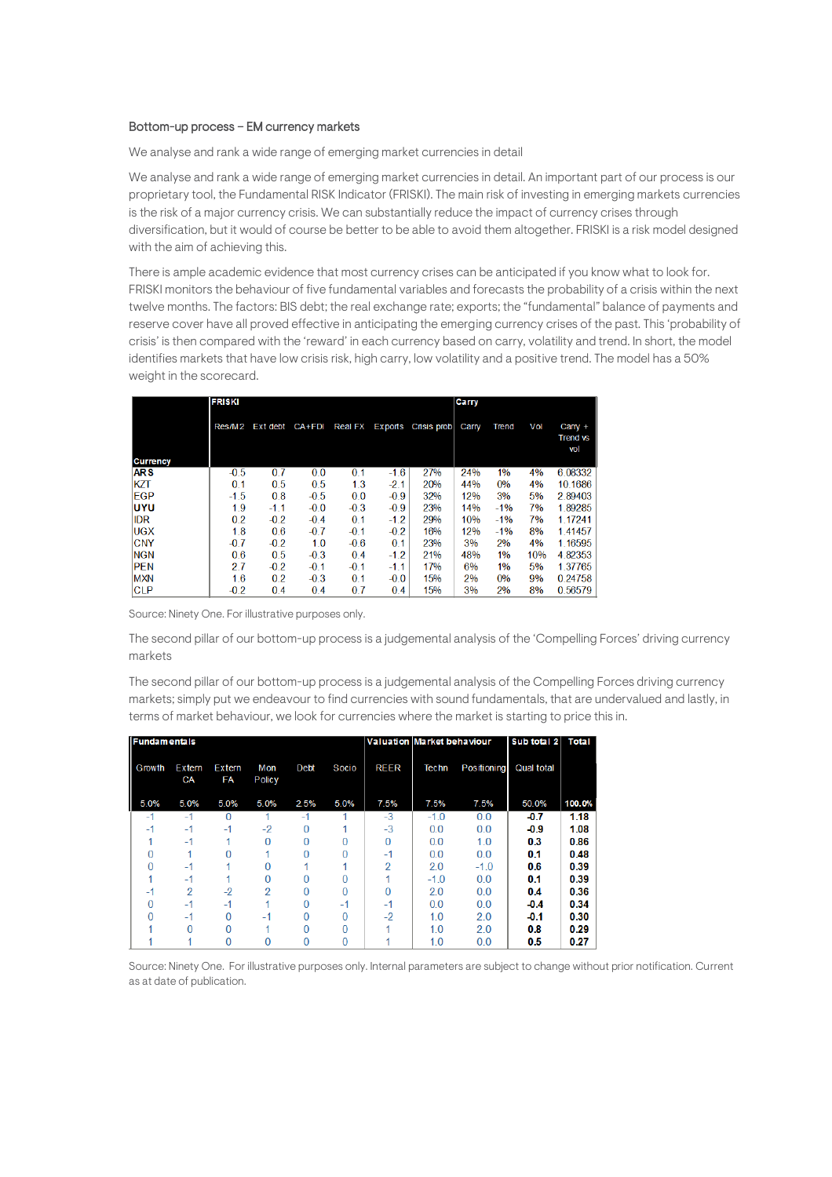Bottom-up process – EM currency markets

We analyse and rank a wide range of emerging market currencies in detail

We analyse and rank a wide range of emerging market currencies in detail. An important part of our process is our proprietary tool, the Fundamental RISK Indicator (FRISKI). The main risk of investing in emerging markets currencies is the risk of a major currency crisis. We can substantially reduce the impact of currency crises through diversification, but it would of course be better to be able to avoid them altogether. FRISKI is a risk model designed with the aim of achieving this.

There is ample academic evidence that most currency crises can be anticipated if you know what to look for. FRISKI monitors the behaviour of five fundamental variables and forecasts the probability of a crisis within the next twelve months. The factors: BIS debt; the real exchange rate; exports; the "fundamental" balance of payments and reserve cover have all proved effective in anticipating the emerging currency crises of the past. This 'probability of crisis' is then compared with the 'reward' in each currency based on carry, volatility and trend. In short, the model identifies markets that have low crisis risk, high carry, low volatility and a positive trend. The model has a 50% weight in the scorecard.

| | FRISKI | | | | | | Carry | | | |
|---|---|---|---|---|---|---|---|---|---|---|
| Currency | Res/M2 | Ext debt | CA+FDI | Real FX | Exports | Crisis prob | Carry | Trend | Vol | Carry + Trend vs vol |
| ARS | -0.5 | 0.7 | 0.0 | 0.1 | -1.6 | 27% | 24% | 1% | 4% | 6.08332 |
| KZT | 0.1 | 0.5 | 0.5 | 1.3 | -2.1 | 20% | 44% | 0% | 4% | 10.1686 |
| EGP | -1.5 | 0.8 | -0.5 | 0.0 | -0.9 | 32% | 12% | 3% | 5% | 2.89403 |
| UYU | 1.9 | -1.1 | -0.0 | -0.3 | -0.9 | 23% | 14% | -1% | 7% | 1.89285 |
| IDR | 0.2 | -0.2 | -0.4 | 0.1 | -1.2 | 29% | 10% | -1% | 7% | 1.17241 |
| UGX | 1.8 | 0.6 | -0.7 | -0.1 | -0.2 | 16% | 12% | -1% | 8% | 1.41457 |
| CNY | -0.7 | -0.2 | 1.0 | -0.6 | 0.1 | 23% | 3% | 2% | 4% | 1.16595 |
| NGN | 0.6 | 0.5 | -0.3 | 0.4 | -1.2 | 21% | 48% | 1% | 10% | 4.82353 |
| PEN | 2.7 | -0.2 | -0.1 | -0.1 | -1.1 | 17% | 6% | 1% | 5% | 1.37765 |
| MXN | 1.6 | 0.2 | -0.3 | 0.1 | -0.0 | 15% | 2% | 0% | 9% | 0.24758 |
| CLP | -0.2 | 0.4 | 0.4 | 0.7 | 0.4 | 15% | 3% | 2% | 8% | 0.56579 |

Source: Ninety One. For illustrative purposes only.

The second pillar of our bottom-up process is a judgemental analysis of the 'Compelling Forces' driving currency markets

The second pillar of our bottom-up process is a judgemental analysis of the Compelling Forces driving currency markets; simply put we endeavour to find currencies with sound fundamentals, that are undervalued and lastly, in terms of market behaviour, we look for currencies where the market is starting to price this in.

| Fundamentals | | | | | | Valuation | Market behaviour | | Sub total 2 | Total |
|---|---|---|---|---|---|---|---|---|---|---|
| Growth | Extern CA | Extern FA | Mon Policy | Debt | Socio | REER | Techn | Positioning | Qual total | |
| 5.0% | 5.0% | 5.0% | 5.0% | 2.5% | 5.0% | 7.5% | 7.5% | 7.5% | 50.0% | 100.0% |
| -1 | -1 | 0 | 1 | -1 | 1 | -3 | -1.0 | 0.0 | **-0.7** | **1.18** |
| -1 | -1 | -1 | -2 | 0 | 1 | -3 | 0.0 | 0.0 | **-0.9** | **1.08** |
| 1 | -1 | 1 | 0 | 0 | 0 | 0 | 0.0 | 1.0 | **0.3** | **0.86** |
| 0 | 1 | 0 | 1 | 0 | 0 | -1 | 0.0 | 0.0 | **0.1** | **0.48** |
| 0 | -1 | 1 | 0 | 1 | 1 | 2 | 2.0 | -1.0 | **0.6** | **0.39** |
| 1 | -1 | 1 | 0 | 0 | 0 | 1 | -1.0 | 0.0 | **0.1** | **0.39** |
| -1 | 2 | -2 | 2 | 0 | 0 | 0 | 2.0 | 0.0 | **0.4** | **0.36** |
| 0 | -1 | -1 | 1 | 0 | -1 | -1 | 0.0 | 0.0 | **-0.4** | **0.34** |
| 0 | -1 | 0 | -1 | 0 | 0 | -2 | 1.0 | 2.0 | **-0.1** | **0.30** |
| 1 | 0 | 0 | 1 | 0 | 0 | 1 | 1.0 | 2.0 | **0.8** | **0.29** |
| 1 | 1 | 0 | 0 | 0 | 0 | 1 | 1.0 | 0.0 | **0.5** | **0.27** |

Source: Ninety One. For illustrative purposes only. Internal parameters are subject to change without prior notification. Current as at date of publication.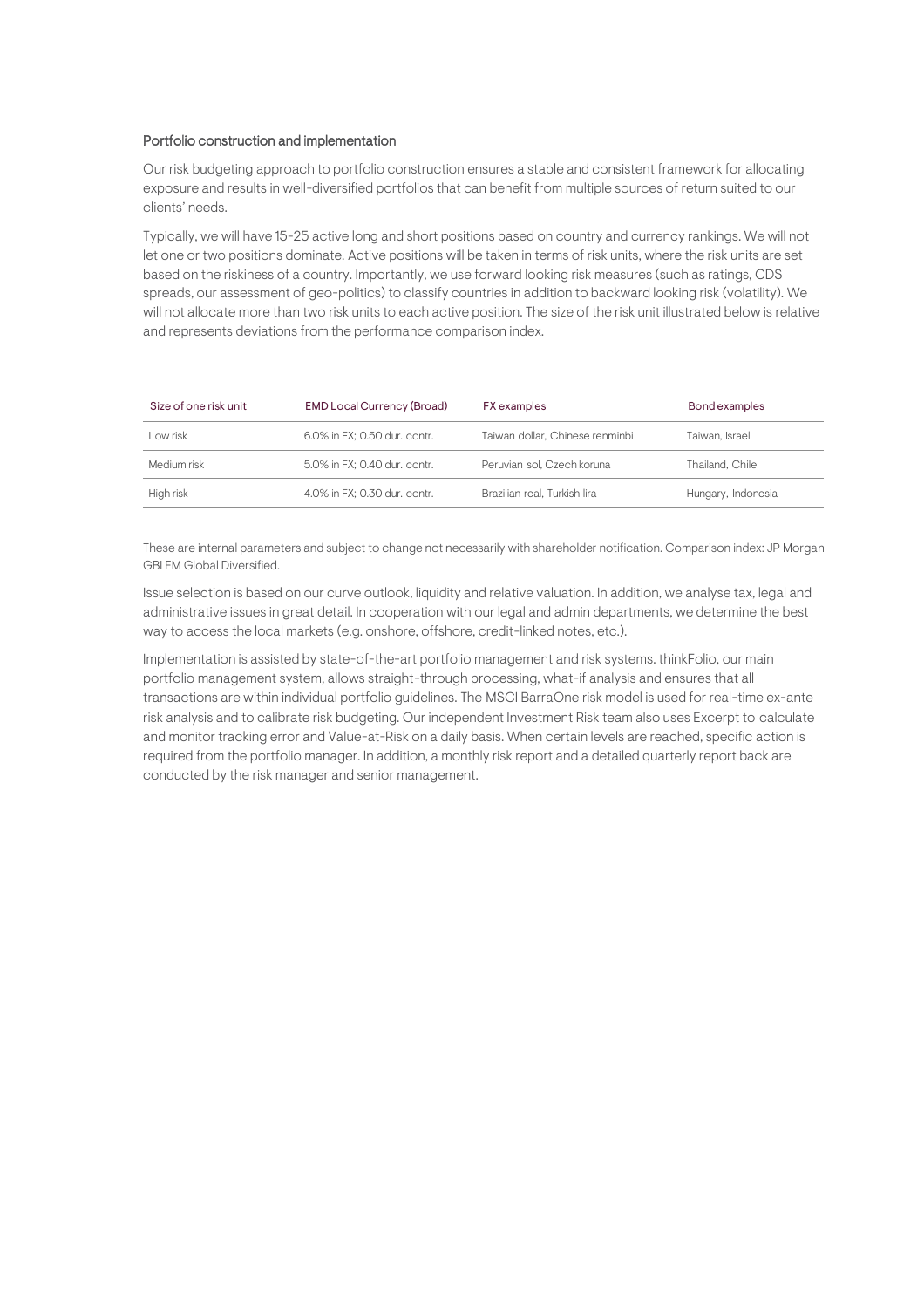### Portfolio construction and implementation

Our risk budgeting approach to portfolio construction ensures a stable and consistent framework for allocating exposure and results in well-diversified portfolios that can benefit from multiple sources of return suited to our clients' needs.

Typically, we will have 15-25 active long and short positions based on country and currency rankings. We will not let one or two positions dominate. Active positions will be taken in terms of risk units, where the risk units are set based on the riskiness of a country. Importantly, we use forward looking risk measures (such as ratings, CDS spreads, our assessment of geo-politics) to classify countries in addition to backward looking risk (volatility). We will not allocate more than two risk units to each active position. The size of the risk unit illustrated below is relative and represents deviations from the performance comparison index.

| Size of one risk unit | EMD Local Currency (Broad) | FX examples | Bond examples |
|---|---|---|---|
| Low risk | 6.0% in FX; 0.50 dur. contr. | Taiwan dollar, Chinese renminbi | Taiwan, Israel |
| Medium risk | 5.0% in FX; 0.40 dur. contr. | Peruvian sol, Czech koruna | Thailand, Chile |
| High risk | 4.0% in FX; 0.30 dur. contr. | Brazilian real, Turkish lira | Hungary, Indonesia |

These are internal parameters and subject to change not necessarily with shareholder notification. Comparison index: JP Morgan GBI EM Global Diversified.

Issue selection is based on our curve outlook, liquidity and relative valuation. In addition, we analyse tax, legal and administrative issues in great detail. In cooperation with our legal and admin departments, we determine the best way to access the local markets (e.g. onshore, offshore, credit-linked notes, etc.).

Implementation is assisted by state-of-the-art portfolio management and risk systems. thinkFolio, our main portfolio management system, allows straight-through processing, what-if analysis and ensures that all transactions are within individual portfolio guidelines. The MSCI BarraOne risk model is used for real-time ex-ante risk analysis and to calibrate risk budgeting. Our independent Investment Risk team also uses Excerpt to calculate and monitor tracking error and Value-at-Risk on a daily basis. When certain levels are reached, specific action is required from the portfolio manager. In addition, a monthly risk report and a detailed quarterly report back are conducted by the risk manager and senior management.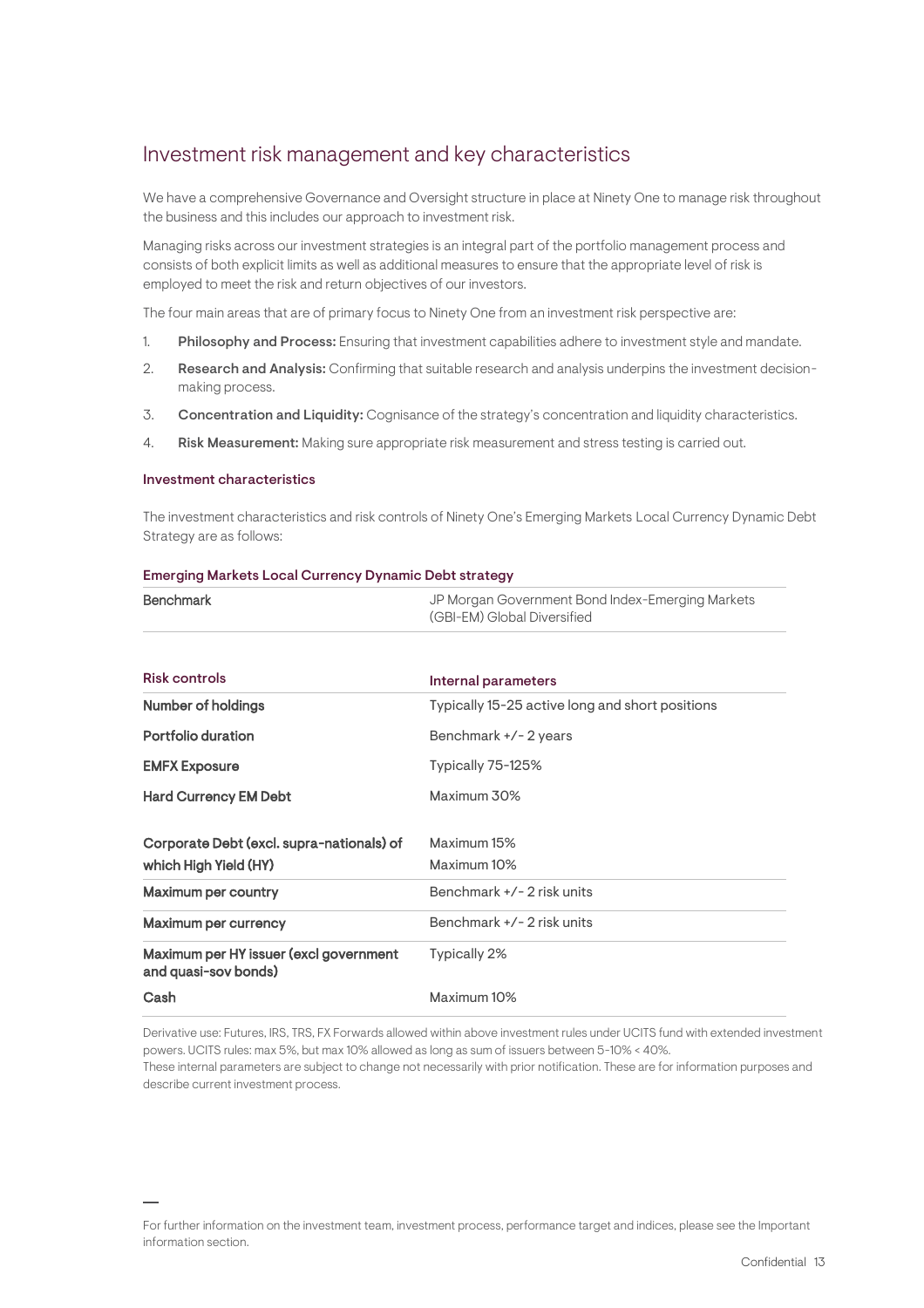## Investment risk management and key characteristics

We have a comprehensive Governance and Oversight structure in place at Ninety One to manage risk throughout the business and this includes our approach to investment risk.

Managing risks across our investment strategies is an integral part of the portfolio management process and consists of both explicit limits as well as additional measures to ensure that the appropriate level of risk is employed to meet the risk and return objectives of our investors.

The four main areas that are of primary focus to Ninety One from an investment risk perspective are:

1. **Philosophy and Process:** Ensuring that investment capabilities adhere to investment style and mandate.
2. **Research and Analysis:** Confirming that suitable research and analysis underpins the investment decision-making process.
3. **Concentration and Liquidity:** Cognisance of the strategy's concentration and liquidity characteristics.
4. **Risk Measurement:** Making sure appropriate risk measurement and stress testing is carried out.

### Investment characteristics

The investment characteristics and risk controls of Ninety One's Emerging Markets Local Currency Dynamic Debt Strategy are as follows:

| Emerging Markets Local Currency Dynamic Debt strategy | |
|---|---|
| Benchmark | JP Morgan Government Bond Index-Emerging Markets (GBI-EM) Global Diversified |

| Risk controls | Internal parameters |
|---|---|
| **Number of holdings** | Typically 15-25 active long and short positions |
| **Portfolio duration** | Benchmark +/- 2 years |
| **EMFX Exposure** | Typically 75-125% |
| **Hard Currency EM Debt** | Maximum 30% |
| **Corporate Debt (excl. supra-nationals) of which High Yield (HY)** | Maximum 15%<br>Maximum 10% |
| **Maximum per country** | Benchmark +/- 2 risk units |
| **Maximum per currency** | Benchmark +/- 2 risk units |
| **Maximum per HY issuer (excl government and quasi-sov bonds)** | Typically 2% |
| **Cash** | Maximum 10% |

Derivative use: Futures, IRS, TRS, FX Forwards allowed within above investment rules under UCITS fund with extended investment powers. UCITS rules: max 5%, but max 10% allowed as long as sum of issuers between 5-10% < 40%.
These internal parameters are subject to change not necessarily with prior notification. These are for information purposes and describe current investment process.

For further information on the investment team, investment process, performance target and indices, please see the Important information section.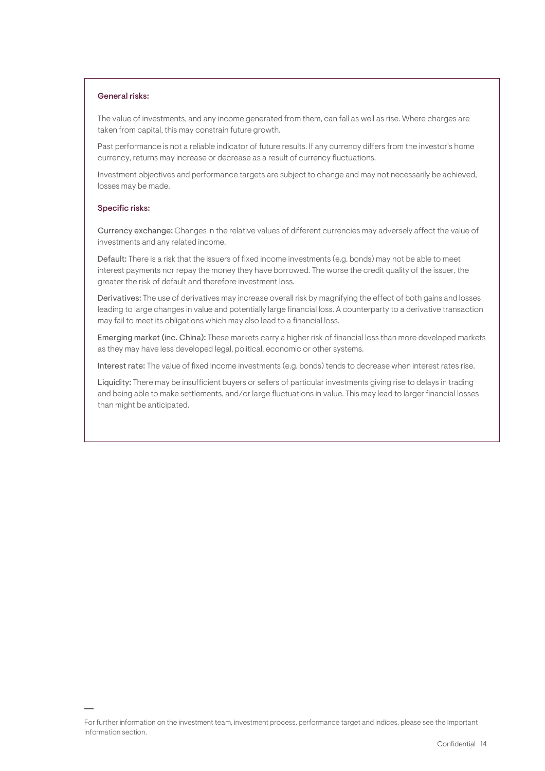### General risks:

The value of investments, and any income generated from them, can fall as well as rise. Where charges are taken from capital, this may constrain future growth.

Past performance is not a reliable indicator of future results. If any currency differs from the investor's home currency, returns may increase or decrease as a result of currency fluctuations.

Investment objectives and performance targets are subject to change and may not necessarily be achieved, losses may be made.

### Specific risks:

**Currency exchange:** Changes in the relative values of different currencies may adversely affect the value of investments and any related income.

**Default:** There is a risk that the issuers of fixed income investments (e.g. bonds) may not be able to meet interest payments nor repay the money they have borrowed. The worse the credit quality of the issuer, the greater the risk of default and therefore investment loss.

**Derivatives:** The use of derivatives may increase overall risk by magnifying the effect of both gains and losses leading to large changes in value and potentially large financial loss. A counterparty to a derivative transaction may fail to meet its obligations which may also lead to a financial loss.

**Emerging market (inc. China):** These markets carry a higher risk of financial loss than more developed markets as they may have less developed legal, political, economic or other systems.

**Interest rate:** The value of fixed income investments (e.g. bonds) tends to decrease when interest rates rise.

**Liquidity:** There may be insufficient buyers or sellers of particular investments giving rise to delays in trading and being able to make settlements, and/or large fluctuations in value. This may lead to larger financial losses than might be anticipated.

For further information on the investment team, investment process, performance target and indices, please see the Important information section.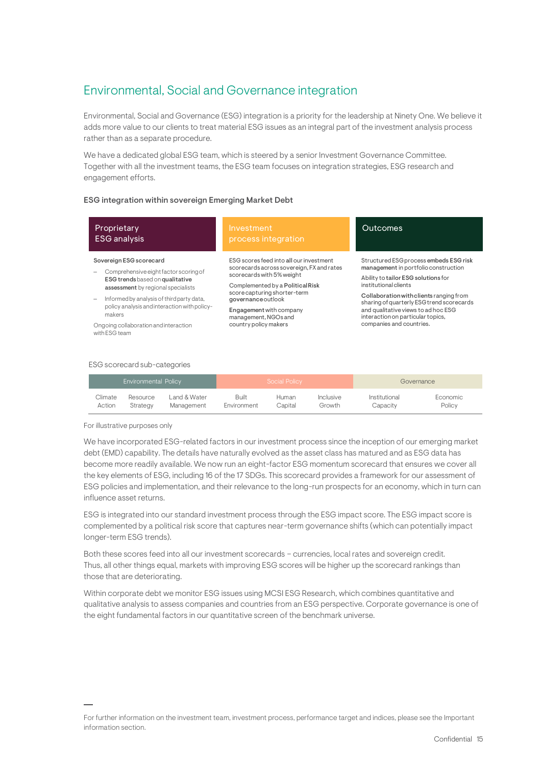## Environmental, Social and Governance integration

Environmental, Social and Governance (ESG) integration is a priority for the leadership at Ninety One. We believe it adds more value to our clients to treat material ESG issues as an integral part of the investment analysis process rather than as a separate procedure.

We have a dedicated global ESG team, which is steered by a senior Investment Governance Committee. Together with all the investment teams, the ESG team focuses on integration strategies, ESG research and engagement efforts.

### ESG integration within sovereign Emerging Market Debt

| Proprietary ESG analysis | Investment process integration | Outcomes |
|---|---|---|
| **Sovereign ESG scorecard**<br>– Comprehensive eight factor scoring of **ESG trends** based on **qualitative assessment** by regional specialists<br>– Informed by analysis of third party data, policy analysis and interaction with policy-makers<br>Ongoing collaboration and interaction with ESG team | ESG scores feed into **all** our investment scorecards across sovereign, FX and rates scorecards with 5% weight<br>Complemented by a **Political Risk** score capturing shorter-term **governance** outlook<br>**Engagement** with company management, NGOs and country policy makers | Structured ESG process **embeds ESG risk management** in portfolio construction<br>Ability to **tailor ESG solutions** for institutional clients<br>**Collaboration with clients** ranging from sharing of quarterly ESG trend scorecards and qualitative views to ad hoc ESG interaction on particular topics, companies and countries. |

ESG scorecard sub-categories

| Environmental Policy | | | Social Policy | | | Governance | |
|---|---|---|---|---|---|---|---|
| Climate Action | Resource Strategy | Land & Water Management | Built Environment | Human Capital | Inclusive Growth | Institutional Capacity | Economic Policy |

For illustrative purposes only

We have incorporated ESG-related factors in our investment process since the inception of our emerging market debt (EMD) capability. The details have naturally evolved as the asset class has matured and as ESG data has become more readily available. We now run an eight-factor ESG momentum scorecard that ensures we cover all the key elements of ESG, including 16 of the 17 SDGs. This scorecard provides a framework for our assessment of ESG policies and implementation, and their relevance to the long-run prospects for an economy, which in turn can influence asset returns.

ESG is integrated into our standard investment process through the ESG impact score. The ESG impact score is complemented by a political risk score that captures near-term governance shifts (which can potentially impact longer-term ESG trends).

Both these scores feed into all our investment scorecards – currencies, local rates and sovereign credit. Thus, all other things equal, markets with improving ESG scores will be higher up the scorecard rankings than those that are deteriorating.

Within corporate debt we monitor ESG issues using MCSI ESG Research, which combines quantitative and qualitative analysis to assess companies and countries from an ESG perspective. Corporate governance is one of the eight fundamental factors in our quantitative screen of the benchmark universe.

For further information on the investment team, investment process, performance target and indices, please see the Important information section.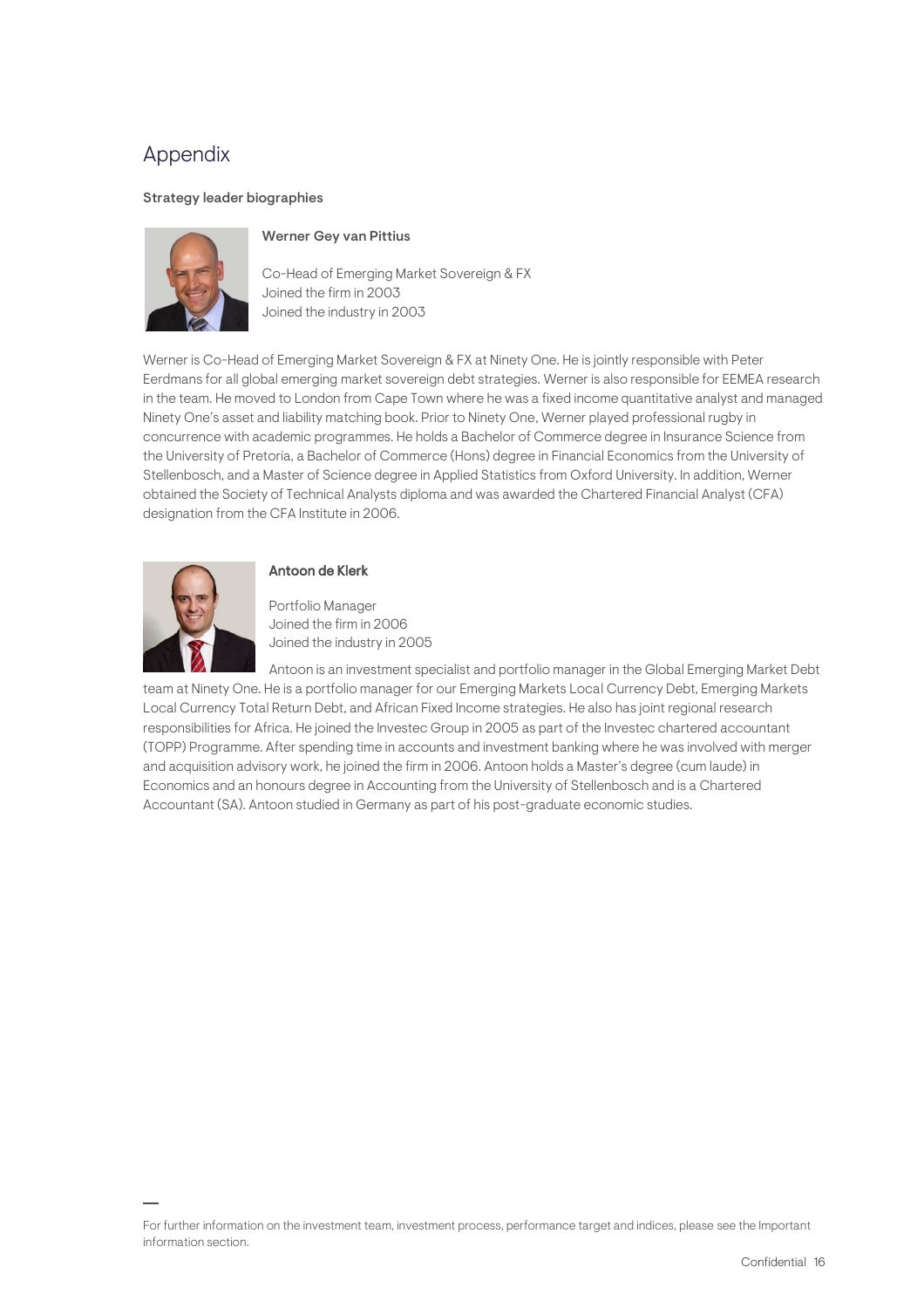# Appendix

## Strategy leader biographies

### Werner Gey van Pittius

Co-Head of Emerging Market Sovereign & FX
Joined the firm in 2003
Joined the industry in 2003

Werner is Co-Head of Emerging Market Sovereign & FX at Ninety One. He is jointly responsible with Peter Eerdmans for all global emerging market sovereign debt strategies. Werner is also responsible for EEMEA research in the team. He moved to London from Cape Town where he was a fixed income quantitative analyst and managed Ninety One's asset and liability matching book. Prior to Ninety One, Werner played professional rugby in concurrence with academic programmes. He holds a Bachelor of Commerce degree in Insurance Science from the University of Pretoria, a Bachelor of Commerce (Hons) degree in Financial Economics from the University of Stellenbosch, and a Master of Science degree in Applied Statistics from Oxford University. In addition, Werner obtained the Society of Technical Analysts diploma and was awarded the Chartered Financial Analyst (CFA) designation from the CFA Institute in 2006.

### Antoon de Klerk

Portfolio Manager
Joined the firm in 2006
Joined the industry in 2005

Antoon is an investment specialist and portfolio manager in the Global Emerging Market Debt team at Ninety One. He is a portfolio manager for our Emerging Markets Local Currency Debt, Emerging Markets Local Currency Total Return Debt, and African Fixed Income strategies. He also has joint regional research responsibilities for Africa. He joined the Investec Group in 2005 as part of the Investec chartered accountant (TOPP) Programme. After spending time in accounts and investment banking where he was involved with merger and acquisition advisory work, he joined the firm in 2006. Antoon holds a Master's degree (cum laude) in Economics and an honours degree in Accounting from the University of Stellenbosch and is a Chartered Accountant (SA). Antoon studied in Germany as part of his post-graduate economic studies.

—

For further information on the investment team, investment process, performance target and indices, please see the Important information section.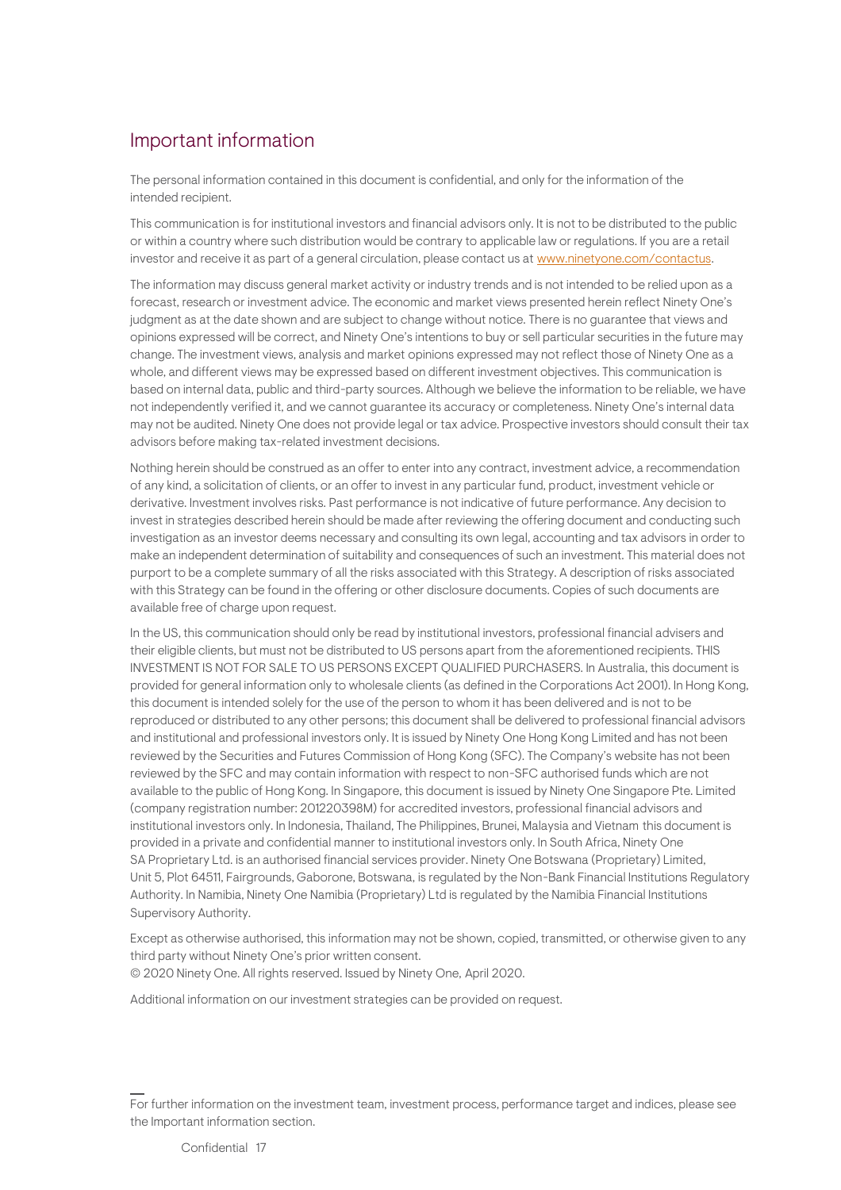## Important information

The personal information contained in this document is confidential, and only for the information of the intended recipient.

This communication is for institutional investors and financial advisors only. It is not to be distributed to the public or within a country where such distribution would be contrary to applicable law or regulations. If you are a retail investor and receive it as part of a general circulation, please contact us at www.ninetyone.com/contactus.

The information may discuss general market activity or industry trends and is not intended to be relied upon as a forecast, research or investment advice. The economic and market views presented herein reflect Ninety One's judgment as at the date shown and are subject to change without notice. There is no guarantee that views and opinions expressed will be correct, and Ninety One's intentions to buy or sell particular securities in the future may change. The investment views, analysis and market opinions expressed may not reflect those of Ninety One as a whole, and different views may be expressed based on different investment objectives. This communication is based on internal data, public and third-party sources. Although we believe the information to be reliable, we have not independently verified it, and we cannot guarantee its accuracy or completeness. Ninety One's internal data may not be audited. Ninety One does not provide legal or tax advice. Prospective investors should consult their tax advisors before making tax-related investment decisions.

Nothing herein should be construed as an offer to enter into any contract, investment advice, a recommendation of any kind, a solicitation of clients, or an offer to invest in any particular fund, product, investment vehicle or derivative. Investment involves risks. Past performance is not indicative of future performance. Any decision to invest in strategies described herein should be made after reviewing the offering document and conducting such investigation as an investor deems necessary and consulting its own legal, accounting and tax advisors in order to make an independent determination of suitability and consequences of such an investment. This material does not purport to be a complete summary of all the risks associated with this Strategy. A description of risks associated with this Strategy can be found in the offering or other disclosure documents. Copies of such documents are available free of charge upon request.

In the US, this communication should only be read by institutional investors, professional financial advisers and their eligible clients, but must not be distributed to US persons apart from the aforementioned recipients. THIS INVESTMENT IS NOT FOR SALE TO US PERSONS EXCEPT QUALIFIED PURCHASERS. In Australia, this document is provided for general information only to wholesale clients (as defined in the Corporations Act 2001). In Hong Kong, this document is intended solely for the use of the person to whom it has been delivered and is not to be reproduced or distributed to any other persons; this document shall be delivered to professional financial advisors and institutional and professional investors only. It is issued by Ninety One Hong Kong Limited and has not been reviewed by the Securities and Futures Commission of Hong Kong (SFC). The Company's website has not been reviewed by the SFC and may contain information with respect to non-SFC authorised funds which are not available to the public of Hong Kong. In Singapore, this document is issued by Ninety One Singapore Pte. Limited (company registration number: 201220398M) for accredited investors, professional financial advisors and institutional investors only. In Indonesia, Thailand, The Philippines, Brunei, Malaysia and Vietnam this document is provided in a private and confidential manner to institutional investors only. In South Africa, Ninety One SA Proprietary Ltd. is an authorised financial services provider. Ninety One Botswana (Proprietary) Limited, Unit 5, Plot 64511, Fairgrounds, Gaborone, Botswana, is regulated by the Non-Bank Financial Institutions Regulatory Authority. In Namibia, Ninety One Namibia (Proprietary) Ltd is regulated by the Namibia Financial Institutions Supervisory Authority.

Except as otherwise authorised, this information may not be shown, copied, transmitted, or otherwise given to any third party without Ninety One's prior written consent.
© 2020 Ninety One. All rights reserved. Issued by Ninety One, April 2020.

Additional information on our investment strategies can be provided on request.

For further information on the investment team, investment process, performance target and indices, please see the Important information section.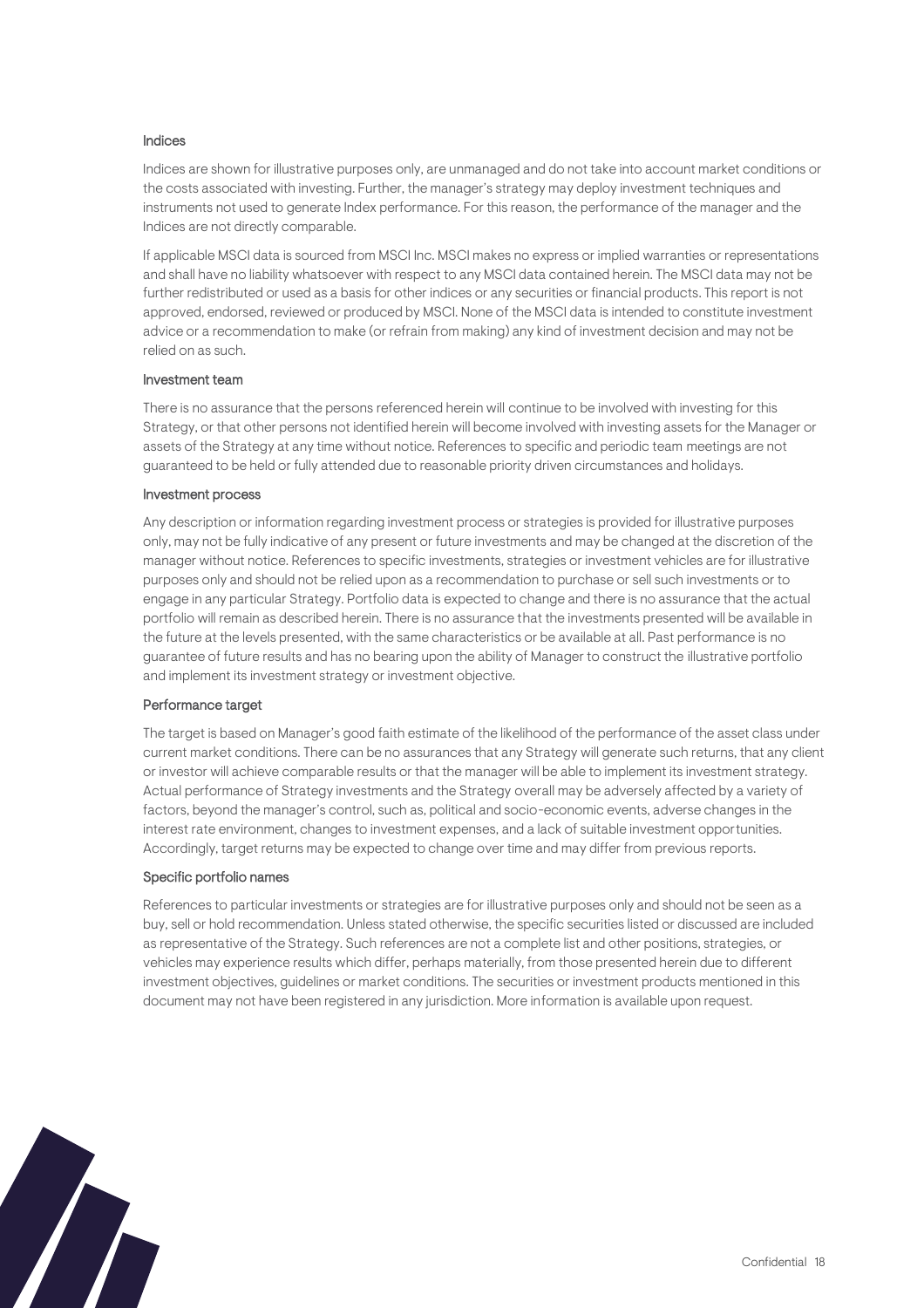### Indices

Indices are shown for illustrative purposes only, are unmanaged and do not take into account market conditions or the costs associated with investing. Further, the manager's strategy may deploy investment techniques and instruments not used to generate Index performance. For this reason, the performance of the manager and the Indices are not directly comparable.

If applicable MSCI data is sourced from MSCI Inc. MSCI makes no express or implied warranties or representations and shall have no liability whatsoever with respect to any MSCI data contained herein. The MSCI data may not be further redistributed or used as a basis for other indices or any securities or financial products. This report is not approved, endorsed, reviewed or produced by MSCI. None of the MSCI data is intended to constitute investment advice or a recommendation to make (or refrain from making) any kind of investment decision and may not be relied on as such.

### Investment team

There is no assurance that the persons referenced herein will continue to be involved with investing for this Strategy, or that other persons not identified herein will become involved with investing assets for the Manager or assets of the Strategy at any time without notice. References to specific and periodic team meetings are not guaranteed to be held or fully attended due to reasonable priority driven circumstances and holidays.

### Investment process

Any description or information regarding investment process or strategies is provided for illustrative purposes only, may not be fully indicative of any present or future investments and may be changed at the discretion of the manager without notice. References to specific investments, strategies or investment vehicles are for illustrative purposes only and should not be relied upon as a recommendation to purchase or sell such investments or to engage in any particular Strategy. Portfolio data is expected to change and there is no assurance that the actual portfolio will remain as described herein. There is no assurance that the investments presented will be available in the future at the levels presented, with the same characteristics or be available at all. Past performance is no guarantee of future results and has no bearing upon the ability of Manager to construct the illustrative portfolio and implement its investment strategy or investment objective.

### Performance target

The target is based on Manager's good faith estimate of the likelihood of the performance of the asset class under current market conditions. There can be no assurances that any Strategy will generate such returns, that any client or investor will achieve comparable results or that the manager will be able to implement its investment strategy. Actual performance of Strategy investments and the Strategy overall may be adversely affected by a variety of factors, beyond the manager's control, such as, political and socio-economic events, adverse changes in the interest rate environment, changes to investment expenses, and a lack of suitable investment opportunities. Accordingly, target returns may be expected to change over time and may differ from previous reports.

### Specific portfolio names

References to particular investments or strategies are for illustrative purposes only and should not be seen as a buy, sell or hold recommendation. Unless stated otherwise, the specific securities listed or discussed are included as representative of the Strategy. Such references are not a complete list and other positions, strategies, or vehicles may experience results which differ, perhaps materially, from those presented herein due to different investment objectives, guidelines or market conditions. The securities or investment products mentioned in this document may not have been registered in any jurisdiction. More information is available upon request.